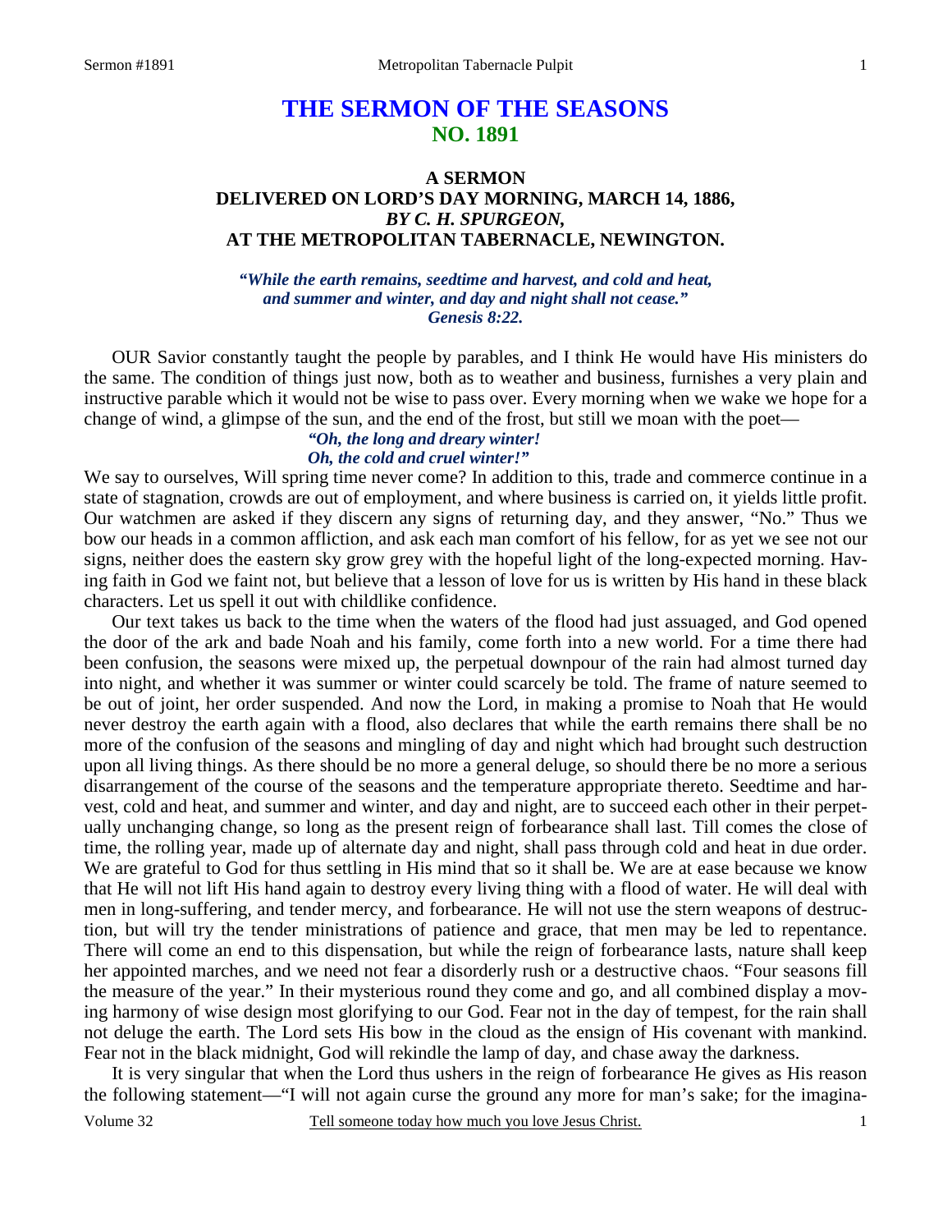# THE SERMON OF THE SEASONS
## NO. 1891

### A SERMON
### DELIVERED ON LORD'S DAY MORNING, MARCH 14, 1886,
### *BY C. H. SPURGEON,*
### AT THE METROPOLITAN TABERNACLE, NEWINGTON.

*"While the earth remains, seedtime and harvest, and cold and heat, and summer and winter, and day and night shall not cease." Genesis 8:22.*

OUR Savior constantly taught the people by parables, and I think He would have His ministers do the same. The condition of things just now, both as to weather and business, furnishes a very plain and instructive parable which it would not be wise to pass over. Every morning when we wake we hope for a change of wind, a glimpse of the sun, and the end of the frost, but still we moan with the poet—

*"Oh, the long and dreary winter!*
*Oh, the cold and cruel winter!"*

We say to ourselves, Will spring time never come? In addition to this, trade and commerce continue in a state of stagnation, crowds are out of employment, and where business is carried on, it yields little profit. Our watchmen are asked if they discern any signs of returning day, and they answer, "No." Thus we bow our heads in a common affliction, and ask each man comfort of his fellow, for as yet we see not our signs, neither does the eastern sky grow grey with the hopeful light of the long-expected morning. Having faith in God we faint not, but believe that a lesson of love for us is written by His hand in these black characters. Let us spell it out with childlike confidence.

Our text takes us back to the time when the waters of the flood had just assuaged, and God opened the door of the ark and bade Noah and his family, come forth into a new world. For a time there had been confusion, the seasons were mixed up, the perpetual downpour of the rain had almost turned day into night, and whether it was summer or winter could scarcely be told. The frame of nature seemed to be out of joint, her order suspended. And now the Lord, in making a promise to Noah that He would never destroy the earth again with a flood, also declares that while the earth remains there shall be no more of the confusion of the seasons and mingling of day and night which had brought such destruction upon all living things. As there should be no more a general deluge, so should there be no more a serious disarrangement of the course of the seasons and the temperature appropriate thereto. Seedtime and harvest, cold and heat, and summer and winter, and day and night, are to succeed each other in their perpetually unchanging change, so long as the present reign of forbearance shall last. Till comes the close of time, the rolling year, made up of alternate day and night, shall pass through cold and heat in due order. We are grateful to God for thus settling in His mind that so it shall be. We are at ease because we know that He will not lift His hand again to destroy every living thing with a flood of water. He will deal with men in long-suffering, and tender mercy, and forbearance. He will not use the stern weapons of destruction, but will try the tender ministrations of patience and grace, that men may be led to repentance. There will come an end to this dispensation, but while the reign of forbearance lasts, nature shall keep her appointed marches, and we need not fear a disorderly rush or a destructive chaos. "Four seasons fill the measure of the year." In their mysterious round they come and go, and all combined display a moving harmony of wise design most glorifying to our God. Fear not in the day of tempest, for the rain shall not deluge the earth. The Lord sets His bow in the cloud as the ensign of His covenant with mankind. Fear not in the black midnight, God will rekindle the lamp of day, and chase away the darkness.

It is very singular that when the Lord thus ushers in the reign of forbearance He gives as His reason the following statement—"I will not again curse the ground any more for man's sake; for the imagina-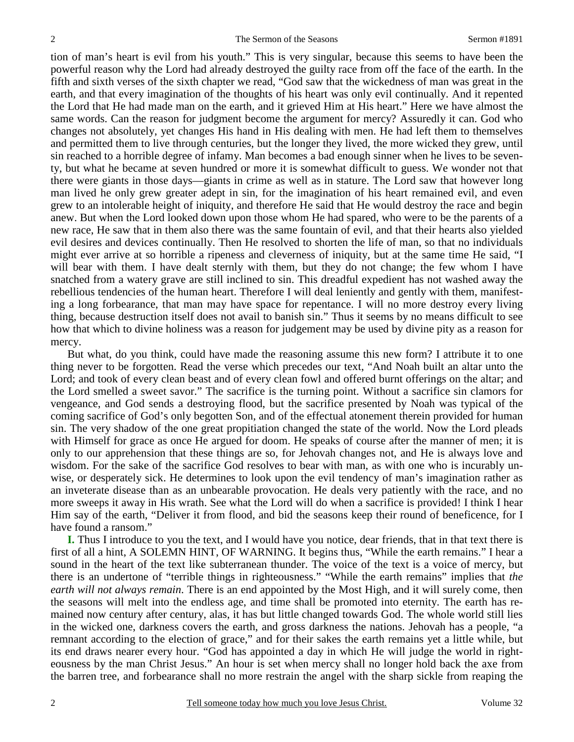tion of man's heart is evil from his youth." This is very singular, because this seems to have been the powerful reason why the Lord had already destroyed the guilty race from off the face of the earth. In the fifth and sixth verses of the sixth chapter we read, "God saw that the wickedness of man was great in the earth, and that every imagination of the thoughts of his heart was only evil continually. And it repented the Lord that He had made man on the earth, and it grieved Him at His heart." Here we have almost the same words. Can the reason for judgment become the argument for mercy? Assuredly it can. God who changes not absolutely, yet changes His hand in His dealing with men. He had left them to themselves and permitted them to live through centuries, but the longer they lived, the more wicked they grew, until sin reached to a horrible degree of infamy. Man becomes a bad enough sinner when he lives to be seventy, but what he became at seven hundred or more it is somewhat difficult to guess. We wonder not that there were giants in those days—giants in crime as well as in stature. The Lord saw that however long man lived he only grew greater adept in sin, for the imagination of his heart remained evil, and even grew to an intolerable height of iniquity, and therefore He said that He would destroy the race and begin anew. But when the Lord looked down upon those whom He had spared, who were to be the parents of a new race, He saw that in them also there was the same fountain of evil, and that their hearts also yielded evil desires and devices continually. Then He resolved to shorten the life of man, so that no individuals might ever arrive at so horrible a ripeness and cleverness of iniquity, but at the same time He said, "I will bear with them. I have dealt sternly with them, but they do not change; the few whom I have snatched from a watery grave are still inclined to sin. This dreadful expedient has not washed away the rebellious tendencies of the human heart. Therefore I will deal leniently and gently with them, manifesting a long forbearance, that man may have space for repentance. I will no more destroy every living thing, because destruction itself does not avail to banish sin." Thus it seems by no means difficult to see how that which to divine holiness was a reason for judgement may be used by divine pity as a reason for mercy.

But what, do you think, could have made the reasoning assume this new form? I attribute it to one thing never to be forgotten. Read the verse which precedes our text, "And Noah built an altar unto the Lord; and took of every clean beast and of every clean fowl and offered burnt offerings on the altar; and the Lord smelled a sweet savor." The sacrifice is the turning point. Without a sacrifice sin clamors for vengeance, and God sends a destroying flood, but the sacrifice presented by Noah was typical of the coming sacrifice of God's only begotten Son, and of the effectual atonement therein provided for human sin. The very shadow of the one great propitiation changed the state of the world. Now the Lord pleads with Himself for grace as once He argued for doom. He speaks of course after the manner of men; it is only to our apprehension that these things are so, for Jehovah changes not, and He is always love and wisdom. For the sake of the sacrifice God resolves to bear with man, as with one who is incurably unwise, or desperately sick. He determines to look upon the evil tendency of man's imagination rather as an inveterate disease than as an unbearable provocation. He deals very patiently with the race, and no more sweeps it away in His wrath. See what the Lord will do when a sacrifice is provided! I think I hear Him say of the earth, "Deliver it from flood, and bid the seasons keep their round of beneficence, for I have found a ransom."

**I.** Thus I introduce to you the text, and I would have you notice, dear friends, that in that text there is first of all a hint, A SOLEMN HINT, OF WARNING. It begins thus, "While the earth remains." I hear a sound in the heart of the text like subterranean thunder. The voice of the text is a voice of mercy, but there is an undertone of "terrible things in righteousness." "While the earth remains" implies that *the earth will not always remain*. There is an end appointed by the Most High, and it will surely come, then the seasons will melt into the endless age, and time shall be promoted into eternity. The earth has remained now century after century, alas, it has but little changed towards God. The whole world still lies in the wicked one, darkness covers the earth, and gross darkness the nations. Jehovah has a people, "a remnant according to the election of grace," and for their sakes the earth remains yet a little while, but its end draws nearer every hour. "God has appointed a day in which He will judge the world in righteousness by the man Christ Jesus." An hour is set when mercy shall no longer hold back the axe from the barren tree, and forbearance shall no more restrain the angel with the sharp sickle from reaping the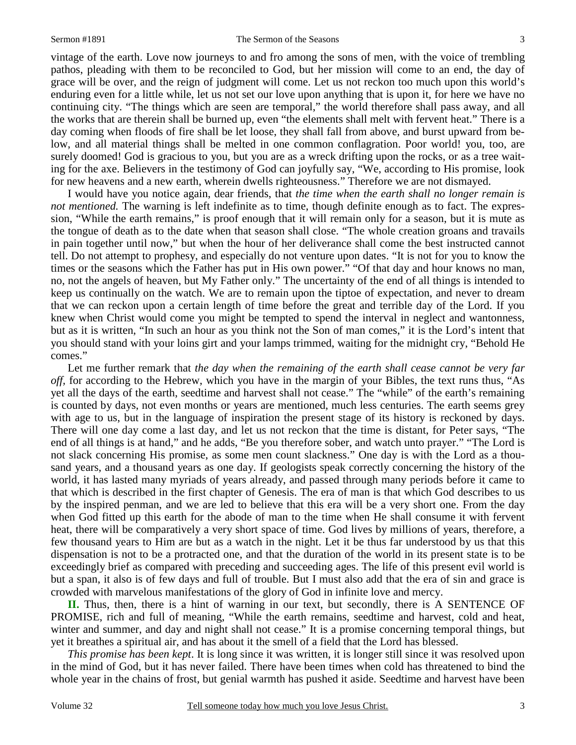vintage of the earth. Love now journeys to and fro among the sons of men, with the voice of trembling pathos, pleading with them to be reconciled to God, but her mission will come to an end, the day of grace will be over, and the reign of judgment will come. Let us not reckon too much upon this world's enduring even for a little while, let us not set our love upon anything that is upon it, for here we have no continuing city. "The things which are seen are temporal," the world therefore shall pass away, and all the works that are therein shall be burned up, even "the elements shall melt with fervent heat." There is a day coming when floods of fire shall be let loose, they shall fall from above, and burst upward from below, and all material things shall be melted in one common conflagration. Poor world! you, too, are surely doomed! God is gracious to you, but you are as a wreck drifting upon the rocks, or as a tree waiting for the axe. Believers in the testimony of God can joyfully say, "We, according to His promise, look for new heavens and a new earth, wherein dwells righteousness." Therefore we are not dismayed.

I would have you notice again, dear friends, that *the time when the earth shall no longer remain is not mentioned.* The warning is left indefinite as to time, though definite enough as to fact. The expression, "While the earth remains," is proof enough that it will remain only for a season, but it is mute as the tongue of death as to the date when that season shall close. "The whole creation groans and travails in pain together until now," but when the hour of her deliverance shall come the best instructed cannot tell. Do not attempt to prophesy, and especially do not venture upon dates. "It is not for you to know the times or the seasons which the Father has put in His own power." "Of that day and hour knows no man, no, not the angels of heaven, but My Father only." The uncertainty of the end of all things is intended to keep us continually on the watch. We are to remain upon the tiptoe of expectation, and never to dream that we can reckon upon a certain length of time before the great and terrible day of the Lord. If you knew when Christ would come you might be tempted to spend the interval in neglect and wantonness, but as it is written, "In such an hour as you think not the Son of man comes," it is the Lord's intent that you should stand with your loins girt and your lamps trimmed, waiting for the midnight cry, "Behold He comes."

Let me further remark that *the day when the remaining of the earth shall cease cannot be very far off,* for according to the Hebrew, which you have in the margin of your Bibles, the text runs thus, "As yet all the days of the earth, seedtime and harvest shall not cease." The "while" of the earth's remaining is counted by days, not even months or years are mentioned, much less centuries. The earth seems grey with age to us, but in the language of inspiration the present stage of its history is reckoned by days. There will one day come a last day, and let us not reckon that the time is distant, for Peter says, "The end of all things is at hand," and he adds, "Be you therefore sober, and watch unto prayer." "The Lord is not slack concerning His promise, as some men count slackness." One day is with the Lord as a thousand years, and a thousand years as one day. If geologists speak correctly concerning the history of the world, it has lasted many myriads of years already, and passed through many periods before it came to that which is described in the first chapter of Genesis. The era of man is that which God describes to us by the inspired penman, and we are led to believe that this era will be a very short one. From the day when God fitted up this earth for the abode of man to the time when He shall consume it with fervent heat, there will be comparatively a very short space of time. God lives by millions of years, therefore, a few thousand years to Him are but as a watch in the night. Let it be thus far understood by us that this dispensation is not to be a protracted one, and that the duration of the world in its present state is to be exceedingly brief as compared with preceding and succeeding ages. The life of this present evil world is but a span, it also is of few days and full of trouble. But I must also add that the era of sin and grace is crowded with marvelous manifestations of the glory of God in infinite love and mercy.

**II.** Thus, then, there is a hint of warning in our text, but secondly, there is A SENTENCE OF PROMISE, rich and full of meaning, "While the earth remains, seedtime and harvest, cold and heat, winter and summer, and day and night shall not cease." It is a promise concerning temporal things, but yet it breathes a spiritual air, and has about it the smell of a field that the Lord has blessed.

*This promise has been kept*. It is long since it was written, it is longer still since it was resolved upon in the mind of God, but it has never failed. There have been times when cold has threatened to bind the whole year in the chains of frost, but genial warmth has pushed it aside. Seedtime and harvest have been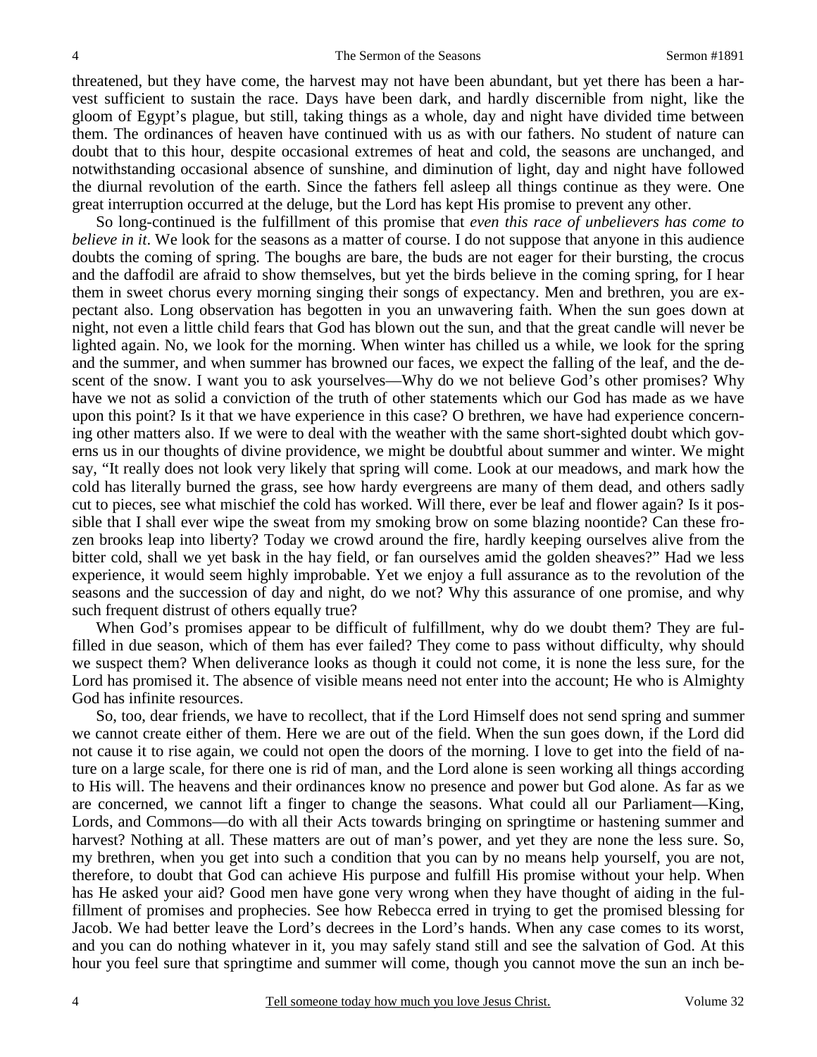threatened, but they have come, the harvest may not have been abundant, but yet there has been a harvest sufficient to sustain the race. Days have been dark, and hardly discernible from night, like the gloom of Egypt's plague, but still, taking things as a whole, day and night have divided time between them. The ordinances of heaven have continued with us as with our fathers. No student of nature can doubt that to this hour, despite occasional extremes of heat and cold, the seasons are unchanged, and notwithstanding occasional absence of sunshine, and diminution of light, day and night have followed the diurnal revolution of the earth. Since the fathers fell asleep all things continue as they were. One great interruption occurred at the deluge, but the Lord has kept His promise to prevent any other.

So long-continued is the fulfillment of this promise that *even this race of unbelievers has come to believe in it*. We look for the seasons as a matter of course. I do not suppose that anyone in this audience doubts the coming of spring. The boughs are bare, the buds are not eager for their bursting, the crocus and the daffodil are afraid to show themselves, but yet the birds believe in the coming spring, for I hear them in sweet chorus every morning singing their songs of expectancy. Men and brethren, you are expectant also. Long observation has begotten in you an unwavering faith. When the sun goes down at night, not even a little child fears that God has blown out the sun, and that the great candle will never be lighted again. No, we look for the morning. When winter has chilled us a while, we look for the spring and the summer, and when summer has browned our faces, we expect the falling of the leaf, and the descent of the snow. I want you to ask yourselves—Why do we not believe God's other promises? Why have we not as solid a conviction of the truth of other statements which our God has made as we have upon this point? Is it that we have experience in this case? O brethren, we have had experience concerning other matters also. If we were to deal with the weather with the same short-sighted doubt which governs us in our thoughts of divine providence, we might be doubtful about summer and winter. We might say, "It really does not look very likely that spring will come. Look at our meadows, and mark how the cold has literally burned the grass, see how hardy evergreens are many of them dead, and others sadly cut to pieces, see what mischief the cold has worked. Will there, ever be leaf and flower again? Is it possible that I shall ever wipe the sweat from my smoking brow on some blazing noontide? Can these frozen brooks leap into liberty? Today we crowd around the fire, hardly keeping ourselves alive from the bitter cold, shall we yet bask in the hay field, or fan ourselves amid the golden sheaves?" Had we less experience, it would seem highly improbable. Yet we enjoy a full assurance as to the revolution of the seasons and the succession of day and night, do we not? Why this assurance of one promise, and why such frequent distrust of others equally true?

When God's promises appear to be difficult of fulfillment, why do we doubt them? They are fulfilled in due season, which of them has ever failed? They come to pass without difficulty, why should we suspect them? When deliverance looks as though it could not come, it is none the less sure, for the Lord has promised it. The absence of visible means need not enter into the account; He who is Almighty God has infinite resources.

So, too, dear friends, we have to recollect, that if the Lord Himself does not send spring and summer we cannot create either of them. Here we are out of the field. When the sun goes down, if the Lord did not cause it to rise again, we could not open the doors of the morning. I love to get into the field of nature on a large scale, for there one is rid of man, and the Lord alone is seen working all things according to His will. The heavens and their ordinances know no presence and power but God alone. As far as we are concerned, we cannot lift a finger to change the seasons. What could all our Parliament—King, Lords, and Commons—do with all their Acts towards bringing on springtime or hastening summer and harvest? Nothing at all. These matters are out of man's power, and yet they are none the less sure. So, my brethren, when you get into such a condition that you can by no means help yourself, you are not, therefore, to doubt that God can achieve His purpose and fulfill His promise without your help. When has He asked your aid? Good men have gone very wrong when they have thought of aiding in the fulfillment of promises and prophecies. See how Rebecca erred in trying to get the promised blessing for Jacob. We had better leave the Lord's decrees in the Lord's hands. When any case comes to its worst, and you can do nothing whatever in it, you may safely stand still and see the salvation of God. At this hour you feel sure that springtime and summer will come, though you cannot move the sun an inch be-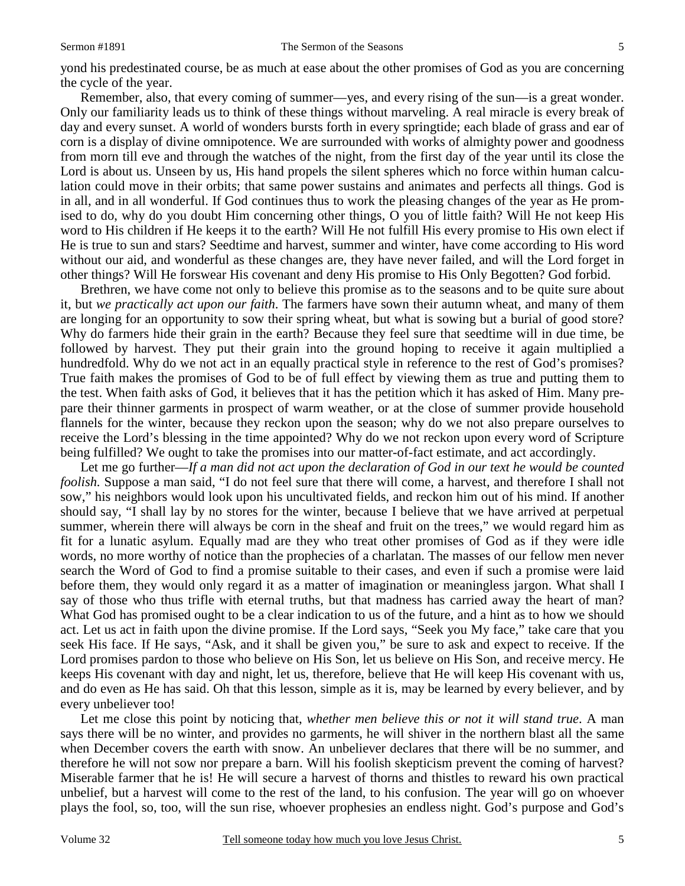yond his predestinated course, be as much at ease about the other promises of God as you are concerning the cycle of the year.

Remember, also, that every coming of summer—yes, and every rising of the sun—is a great wonder. Only our familiarity leads us to think of these things without marveling. A real miracle is every break of day and every sunset. A world of wonders bursts forth in every springtide; each blade of grass and ear of corn is a display of divine omnipotence. We are surrounded with works of almighty power and goodness from morn till eve and through the watches of the night, from the first day of the year until its close the Lord is about us. Unseen by us, His hand propels the silent spheres which no force within human calculation could move in their orbits; that same power sustains and animates and perfects all things. God is in all, and in all wonderful. If God continues thus to work the pleasing changes of the year as He promised to do, why do you doubt Him concerning other things, O you of little faith? Will He not keep His word to His children if He keeps it to the earth? Will He not fulfill His every promise to His own elect if He is true to sun and stars? Seedtime and harvest, summer and winter, have come according to His word without our aid, and wonderful as these changes are, they have never failed, and will the Lord forget in other things? Will He forswear His covenant and deny His promise to His Only Begotten? God forbid.

Brethren, we have come not only to believe this promise as to the seasons and to be quite sure about it, but *we practically act upon our faith*. The farmers have sown their autumn wheat, and many of them are longing for an opportunity to sow their spring wheat, but what is sowing but a burial of good store? Why do farmers hide their grain in the earth? Because they feel sure that seedtime will in due time, be followed by harvest. They put their grain into the ground hoping to receive it again multiplied a hundredfold. Why do we not act in an equally practical style in reference to the rest of God's promises? True faith makes the promises of God to be of full effect by viewing them as true and putting them to the test. When faith asks of God, it believes that it has the petition which it has asked of Him. Many prepare their thinner garments in prospect of warm weather, or at the close of summer provide household flannels for the winter, because they reckon upon the season; why do we not also prepare ourselves to receive the Lord's blessing in the time appointed? Why do we not reckon upon every word of Scripture being fulfilled? We ought to take the promises into our matter-of-fact estimate, and act accordingly.

Let me go further—*If a man did not act upon the declaration of God in our text he would be counted foolish.* Suppose a man said, "I do not feel sure that there will come, a harvest, and therefore I shall not sow," his neighbors would look upon his uncultivated fields, and reckon him out of his mind. If another should say, "I shall lay by no stores for the winter, because I believe that we have arrived at perpetual summer, wherein there will always be corn in the sheaf and fruit on the trees," we would regard him as fit for a lunatic asylum. Equally mad are they who treat other promises of God as if they were idle words, no more worthy of notice than the prophecies of a charlatan. The masses of our fellow men never search the Word of God to find a promise suitable to their cases, and even if such a promise were laid before them, they would only regard it as a matter of imagination or meaningless jargon. What shall I say of those who thus trifle with eternal truths, but that madness has carried away the heart of man? What God has promised ought to be a clear indication to us of the future, and a hint as to how we should act. Let us act in faith upon the divine promise. If the Lord says, "Seek you My face," take care that you seek His face. If He says, "Ask, and it shall be given you," be sure to ask and expect to receive. If the Lord promises pardon to those who believe on His Son, let us believe on His Son, and receive mercy. He keeps His covenant with day and night, let us, therefore, believe that He will keep His covenant with us, and do even as He has said. Oh that this lesson, simple as it is, may be learned by every believer, and by every unbeliever too!

Let me close this point by noticing that, *whether men believe this or not it will stand true*. A man says there will be no winter, and provides no garments, he will shiver in the northern blast all the same when December covers the earth with snow. An unbeliever declares that there will be no summer, and therefore he will not sow nor prepare a barn. Will his foolish skepticism prevent the coming of harvest? Miserable farmer that he is! He will secure a harvest of thorns and thistles to reward his own practical unbelief, but a harvest will come to the rest of the land, to his confusion. The year will go on whoever plays the fool, so, too, will the sun rise, whoever prophesies an endless night. God's purpose and God's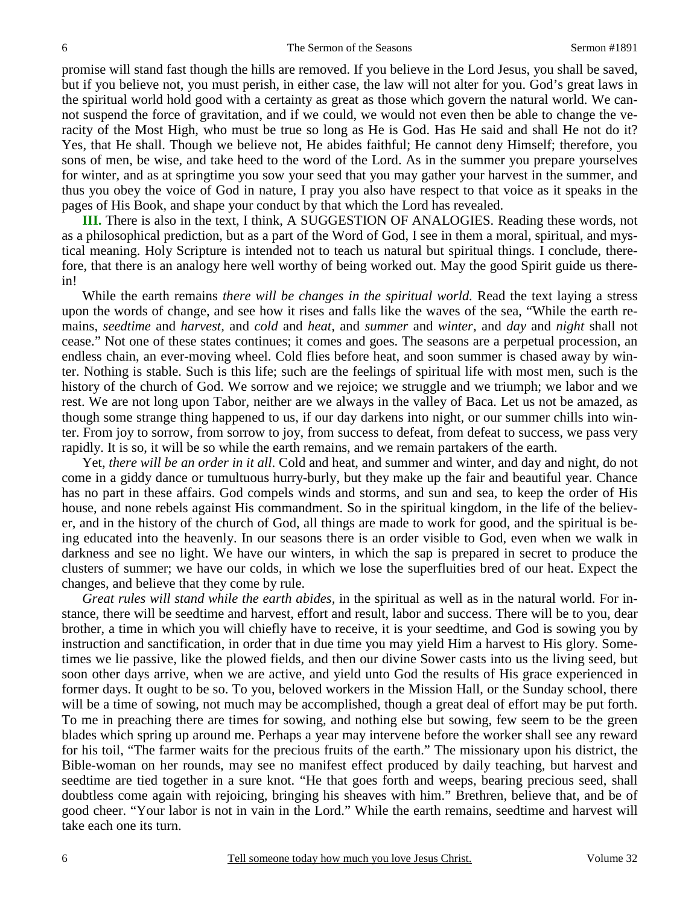promise will stand fast though the hills are removed. If you believe in the Lord Jesus, you shall be saved, but if you believe not, you must perish, in either case, the law will not alter for you. God's great laws in the spiritual world hold good with a certainty as great as those which govern the natural world. We cannot suspend the force of gravitation, and if we could, we would not even then be able to change the veracity of the Most High, who must be true so long as He is God. Has He said and shall He not do it? Yes, that He shall. Though we believe not, He abides faithful; He cannot deny Himself; therefore, you sons of men, be wise, and take heed to the word of the Lord. As in the summer you prepare yourselves for winter, and as at springtime you sow your seed that you may gather your harvest in the summer, and thus you obey the voice of God in nature, I pray you also have respect to that voice as it speaks in the pages of His Book, and shape your conduct by that which the Lord has revealed.

**III.** There is also in the text, I think, A SUGGESTION OF ANALOGIES. Reading these words, not as a philosophical prediction, but as a part of the Word of God, I see in them a moral, spiritual, and mystical meaning. Holy Scripture is intended not to teach us natural but spiritual things. I conclude, therefore, that there is an analogy here well worthy of being worked out. May the good Spirit guide us therein!

While the earth remains *there will be changes in the spiritual world.* Read the text laying a stress upon the words of change, and see how it rises and falls like the waves of the sea, "While the earth remains, *seedtime* and *harvest,* and *cold* and *heat,* and *summer* and *winter,* and *day* and *night* shall not cease." Not one of these states continues; it comes and goes. The seasons are a perpetual procession, an endless chain, an ever-moving wheel. Cold flies before heat, and soon summer is chased away by winter. Nothing is stable. Such is this life; such are the feelings of spiritual life with most men, such is the history of the church of God. We sorrow and we rejoice; we struggle and we triumph; we labor and we rest. We are not long upon Tabor, neither are we always in the valley of Baca. Let us not be amazed, as though some strange thing happened to us, if our day darkens into night, or our summer chills into winter. From joy to sorrow, from sorrow to joy, from success to defeat, from defeat to success, we pass very rapidly. It is so, it will be so while the earth remains, and we remain partakers of the earth.

Yet, *there will be an order in it all*. Cold and heat, and summer and winter, and day and night, do not come in a giddy dance or tumultuous hurry-burly, but they make up the fair and beautiful year. Chance has no part in these affairs. God compels winds and storms, and sun and sea, to keep the order of His house, and none rebels against His commandment. So in the spiritual kingdom, in the life of the believer, and in the history of the church of God, all things are made to work for good, and the spiritual is being educated into the heavenly. In our seasons there is an order visible to God, even when we walk in darkness and see no light. We have our winters, in which the sap is prepared in secret to produce the clusters of summer; we have our colds, in which we lose the superfluities bred of our heat. Expect the changes, and believe that they come by rule.

*Great rules will stand while the earth abides,* in the spiritual as well as in the natural world. For instance, there will be seedtime and harvest, effort and result, labor and success. There will be to you, dear brother, a time in which you will chiefly have to receive, it is your seedtime, and God is sowing you by instruction and sanctification, in order that in due time you may yield Him a harvest to His glory. Sometimes we lie passive, like the plowed fields, and then our divine Sower casts into us the living seed, but soon other days arrive, when we are active, and yield unto God the results of His grace experienced in former days. It ought to be so. To you, beloved workers in the Mission Hall, or the Sunday school, there will be a time of sowing, not much may be accomplished, though a great deal of effort may be put forth. To me in preaching there are times for sowing, and nothing else but sowing, few seem to be the green blades which spring up around me. Perhaps a year may intervene before the worker shall see any reward for his toil, "The farmer waits for the precious fruits of the earth." The missionary upon his district, the Bible-woman on her rounds, may see no manifest effect produced by daily teaching, but harvest and seedtime are tied together in a sure knot. "He that goes forth and weeps, bearing precious seed, shall doubtless come again with rejoicing, bringing his sheaves with him." Brethren, believe that, and be of good cheer. "Your labor is not in vain in the Lord." While the earth remains, seedtime and harvest will take each one its turn.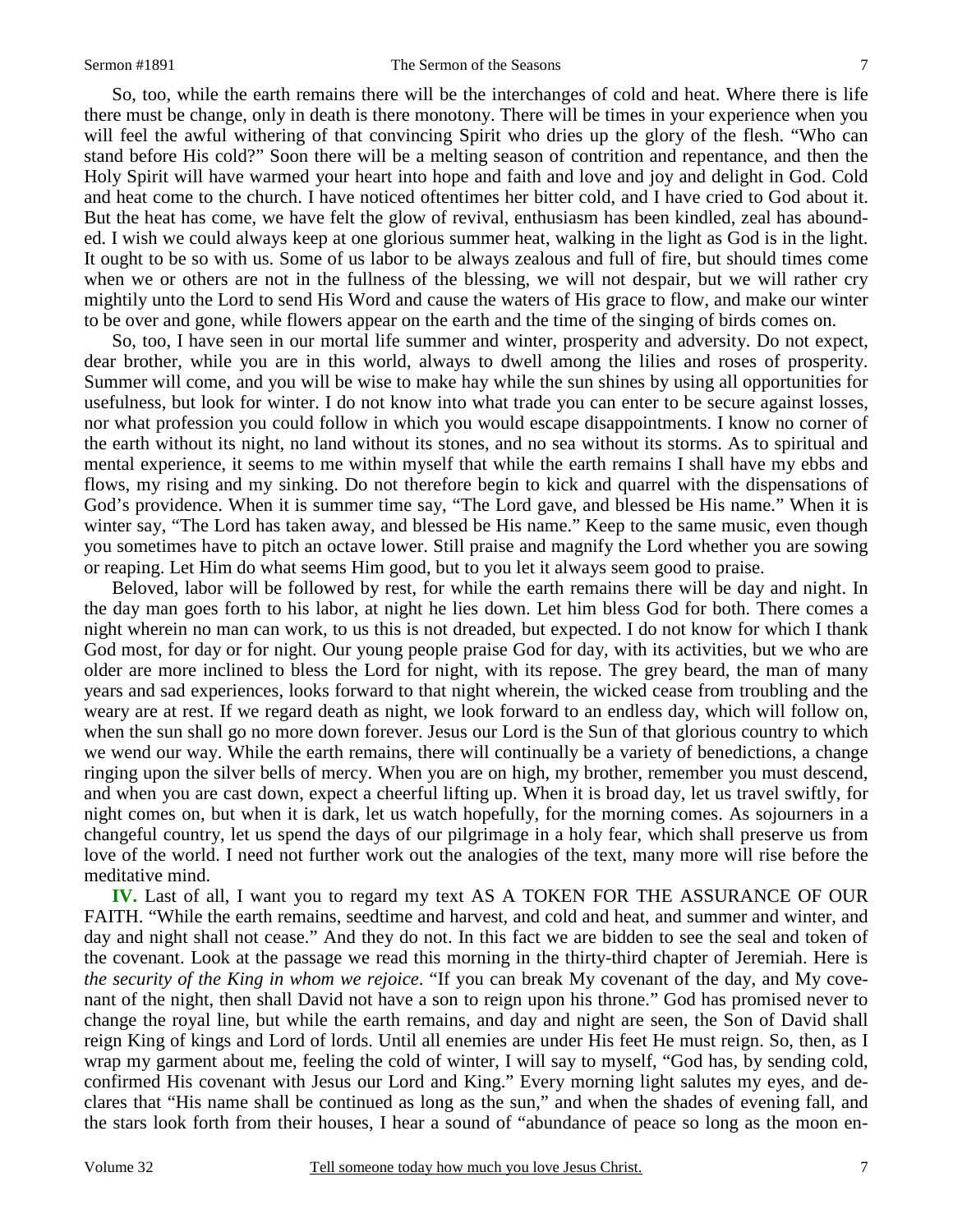So, too, while the earth remains there will be the interchanges of cold and heat. Where there is life there must be change, only in death is there monotony. There will be times in your experience when you will feel the awful withering of that convincing Spirit who dries up the glory of the flesh. "Who can stand before His cold?" Soon there will be a melting season of contrition and repentance, and then the Holy Spirit will have warmed your heart into hope and faith and love and joy and delight in God. Cold and heat come to the church. I have noticed oftentimes her bitter cold, and I have cried to God about it. But the heat has come, we have felt the glow of revival, enthusiasm has been kindled, zeal has abounded. I wish we could always keep at one glorious summer heat, walking in the light as God is in the light. It ought to be so with us. Some of us labor to be always zealous and full of fire, but should times come when we or others are not in the fullness of the blessing, we will not despair, but we will rather cry mightily unto the Lord to send His Word and cause the waters of His grace to flow, and make our winter to be over and gone, while flowers appear on the earth and the time of the singing of birds comes on.

So, too, I have seen in our mortal life summer and winter, prosperity and adversity. Do not expect, dear brother, while you are in this world, always to dwell among the lilies and roses of prosperity. Summer will come, and you will be wise to make hay while the sun shines by using all opportunities for usefulness, but look for winter. I do not know into what trade you can enter to be secure against losses, nor what profession you could follow in which you would escape disappointments. I know no corner of the earth without its night, no land without its stones, and no sea without its storms. As to spiritual and mental experience, it seems to me within myself that while the earth remains I shall have my ebbs and flows, my rising and my sinking. Do not therefore begin to kick and quarrel with the dispensations of God's providence. When it is summer time say, "The Lord gave, and blessed be His name." When it is winter say, "The Lord has taken away, and blessed be His name." Keep to the same music, even though you sometimes have to pitch an octave lower. Still praise and magnify the Lord whether you are sowing or reaping. Let Him do what seems Him good, but to you let it always seem good to praise.

Beloved, labor will be followed by rest, for while the earth remains there will be day and night. In the day man goes forth to his labor, at night he lies down. Let him bless God for both. There comes a night wherein no man can work, to us this is not dreaded, but expected. I do not know for which I thank God most, for day or for night. Our young people praise God for day, with its activities, but we who are older are more inclined to bless the Lord for night, with its repose. The grey beard, the man of many years and sad experiences, looks forward to that night wherein, the wicked cease from troubling and the weary are at rest. If we regard death as night, we look forward to an endless day, which will follow on, when the sun shall go no more down forever. Jesus our Lord is the Sun of that glorious country to which we wend our way. While the earth remains, there will continually be a variety of benedictions, a change ringing upon the silver bells of mercy. When you are on high, my brother, remember you must descend, and when you are cast down, expect a cheerful lifting up. When it is broad day, let us travel swiftly, for night comes on, but when it is dark, let us watch hopefully, for the morning comes. As sojourners in a changeful country, let us spend the days of our pilgrimage in a holy fear, which shall preserve us from love of the world. I need not further work out the analogies of the text, many more will rise before the meditative mind.

**IV.** Last of all, I want you to regard my text AS A TOKEN FOR THE ASSURANCE OF OUR FAITH. "While the earth remains, seedtime and harvest, and cold and heat, and summer and winter, and day and night shall not cease." And they do not. In this fact we are bidden to see the seal and token of the covenant. Look at the passage we read this morning in the thirty-third chapter of Jeremiah. Here is *the security of the King in whom we rejoice*. "If you can break My covenant of the day, and My covenant of the night, then shall David not have a son to reign upon his throne." God has promised never to change the royal line, but while the earth remains, and day and night are seen, the Son of David shall reign King of kings and Lord of lords. Until all enemies are under His feet He must reign. So, then, as I wrap my garment about me, feeling the cold of winter, I will say to myself, "God has, by sending cold, confirmed His covenant with Jesus our Lord and King." Every morning light salutes my eyes, and declares that "His name shall be continued as long as the sun," and when the shades of evening fall, and the stars look forth from their houses, I hear a sound of "abundance of peace so long as the moon en-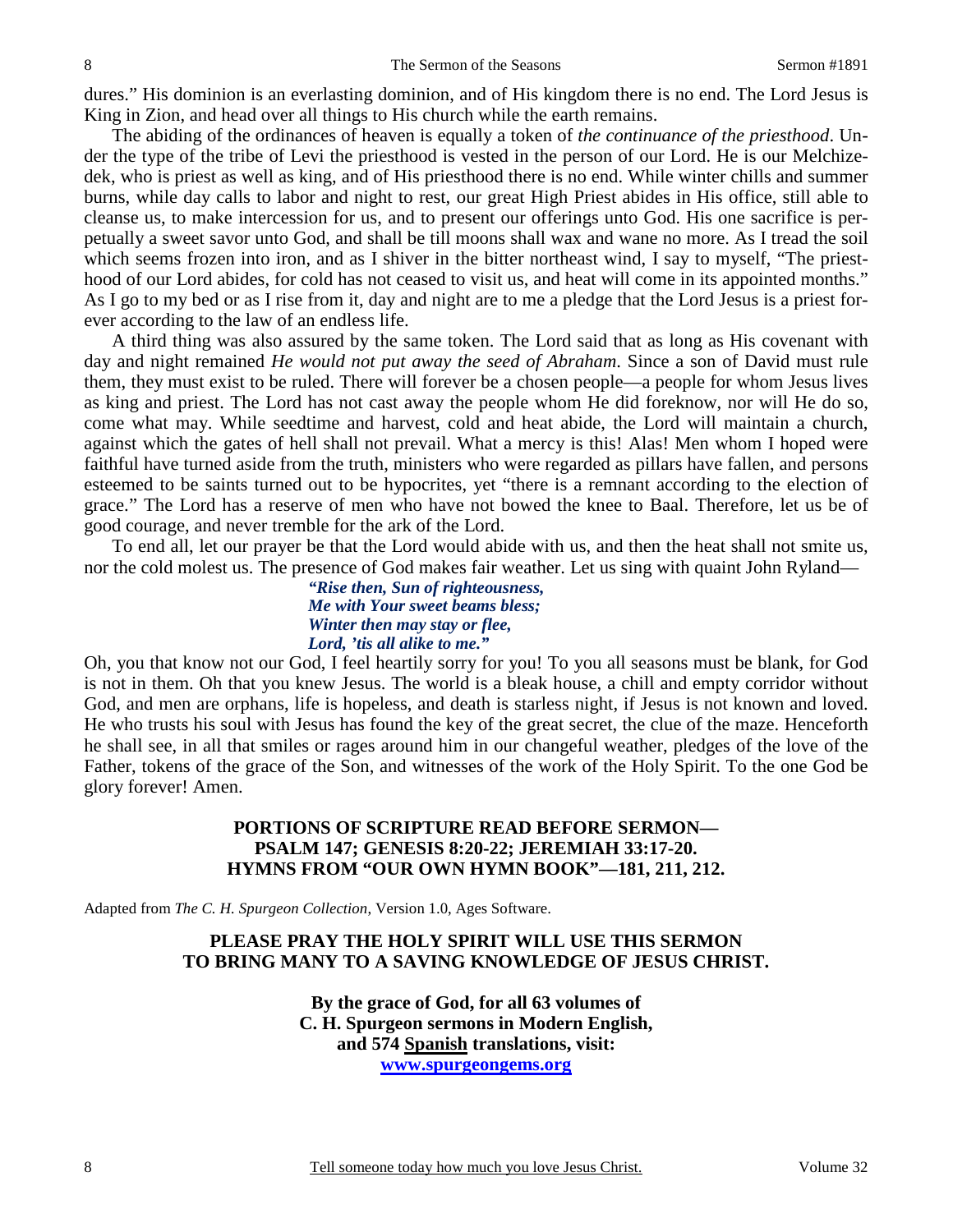dures." His dominion is an everlasting dominion, and of His kingdom there is no end. The Lord Jesus is King in Zion, and head over all things to His church while the earth remains.

The abiding of the ordinances of heaven is equally a token of *the continuance of the priesthood*. Under the type of the tribe of Levi the priesthood is vested in the person of our Lord. He is our Melchizedek, who is priest as well as king, and of His priesthood there is no end. While winter chills and summer burns, while day calls to labor and night to rest, our great High Priest abides in His office, still able to cleanse us, to make intercession for us, and to present our offerings unto God. His one sacrifice is perpetually a sweet savor unto God, and shall be till moons shall wax and wane no more. As I tread the soil which seems frozen into iron, and as I shiver in the bitter northeast wind, I say to myself, "The priesthood of our Lord abides, for cold has not ceased to visit us, and heat will come in its appointed months." As I go to my bed or as I rise from it, day and night are to me a pledge that the Lord Jesus is a priest forever according to the law of an endless life.

A third thing was also assured by the same token. The Lord said that as long as His covenant with day and night remained *He would not put away the seed of Abraham*. Since a son of David must rule them, they must exist to be ruled. There will forever be a chosen people—a people for whom Jesus lives as king and priest. The Lord has not cast away the people whom He did foreknow, nor will He do so, come what may. While seedtime and harvest, cold and heat abide, the Lord will maintain a church, against which the gates of hell shall not prevail. What a mercy is this! Alas! Men whom I hoped were faithful have turned aside from the truth, ministers who were regarded as pillars have fallen, and persons esteemed to be saints turned out to be hypocrites, yet "there is a remnant according to the election of grace." The Lord has a reserve of men who have not bowed the knee to Baal. Therefore, let us be of good courage, and never tremble for the ark of the Lord.

To end all, let our prayer be that the Lord would abide with us, and then the heat shall not smite us, nor the cold molest us. The presence of God makes fair weather. Let us sing with quaint John Ryland—

> ***"Rise then, Sun of righteousness,***
> ***Me with Your sweet beams bless;***
> ***Winter then may stay or flee,***
> ***Lord, 'tis all alike to me."***

Oh, you that know not our God, I feel heartily sorry for you! To you all seasons must be blank, for God is not in them. Oh that you knew Jesus. The world is a bleak house, a chill and empty corridor without God, and men are orphans, life is hopeless, and death is starless night, if Jesus is not known and loved. He who trusts his soul with Jesus has found the key of the great secret, the clue of the maze. Henceforth he shall see, in all that smiles or rages around him in our changeful weather, pledges of the love of the Father, tokens of the grace of the Son, and witnesses of the work of the Holy Spirit. To the one God be glory forever! Amen.

**PORTIONS OF SCRIPTURE READ BEFORE SERMON—**
**PSALM 147; GENESIS 8:20-22; JEREMIAH 33:17-20.**
**HYMNS FROM "OUR OWN HYMN BOOK"—181, 211, 212.**

Adapted from *The C. H. Spurgeon Collection*, Version 1.0, Ages Software.

**PLEASE PRAY THE HOLY SPIRIT WILL USE THIS SERMON**
**TO BRING MANY TO A SAVING KNOWLEDGE OF JESUS CHRIST.**

**By the grace of God, for all 63 volumes of**
**C. H. Spurgeon sermons in Modern English,**
**and 574 Spanish translations, visit:**
**www.spurgeongems.org**